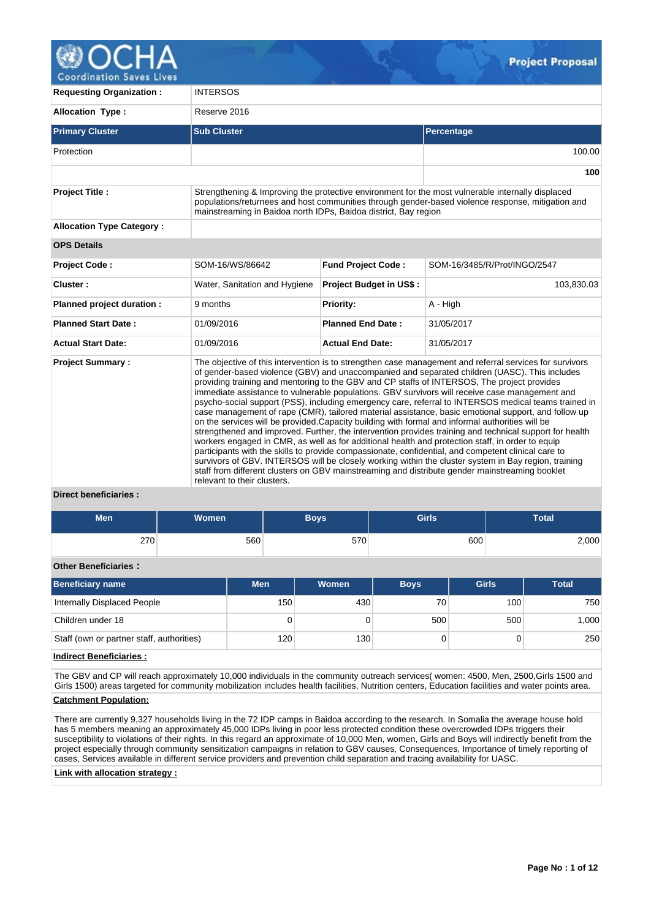**OCHA** Coordination Saves Lives — **Project Proposal**

| | |
|---|---|
| **Requesting Organization :** | INTERSOS |
| **Allocation Type :** | Reserve 2016 |

| Primary Cluster | Sub Cluster | Percentage |
|---|---|---|
| Protection | | 100.00 |
| | | **100** |

| | |
|---|---|
| **Project Title :** | Strengthening & Improving the protective environment for the most vulnerable internally displaced populations/returnees and host communities through gender-based violence response, mitigation and mainstreaming in Baidoa north IDPs, Baidoa district, Bay region |
| **Allocation Type Category :** | |

**OPS Details**

| | | | |
|---|---|---|---|
| **Project Code :** | SOM-16/WS/86642 | **Fund Project Code :** | SOM-16/3485/R/Prot/INGO/2547 |
| **Cluster :** | Water, Sanitation and Hygiene | **Project Budget in US$ :** | 103,830.03 |
| **Planned project duration :** | 9 months | **Priority:** | A - High |
| **Planned Start Date :** | 01/09/2016 | **Planned End Date :** | 31/05/2017 |
| **Actual Start Date:** | 01/09/2016 | **Actual End Date:** | 31/05/2017 |

**Project Summary :**

The objective of this intervention is to strengthen case management and referral services for survivors of gender-based violence (GBV) and unaccompanied and separated children (UASC). This includes providing training and mentoring to the GBV and CP staffs of INTERSOS, The project provides immediate assistance to vulnerable populations. GBV survivors will receive case management and psycho-social support (PSS), including emergency care, referral to INTERSOS medical teams trained in case management of rape (CMR), tailored material assistance, basic emotional support, and follow up on the services will be provided.Capacity building with formal and informal authorities will be strengthened and improved. Further, the intervention provides training and technical support for health workers engaged in CMR, as well as for additional health and protection staff, in order to equip participants with the skills to provide compassionate, confidential, and competent clinical care to survivors of GBV. INTERSOS will be closely working within the cluster system in Bay region, training staff from different clusters on GBV mainstreaming and distribute gender mainstreaming booklet relevant to their clusters.

**Direct beneficiaries :**

| Men | Women | Boys | Girls | Total |
|---|---|---|---|---|
| 270 | 560 | 570 | 600 | 2,000 |

**Other Beneficiaries :**

| Beneficiary name | Men | Women | Boys | Girls | Total |
|---|---|---|---|---|---|
| Internally Displaced People | 150 | 430 | 70 | 100 | 750 |
| Children under 18 | 0 | 0 | 500 | 500 | 1,000 |
| Staff (own or partner staff, authorities) | 120 | 130 | 0 | 0 | 250 |

**Indirect Beneficiaries :**

The GBV and CP will reach approximately 10,000 individuals in the community outreach services( women: 4500, Men, 2500,Girls 1500 and Girls 1500) areas targeted for community mobilization includes health facilities, Nutrition centers, Education facilities and water points area.

**Catchment Population:**

There are currently 9,327 households living in the 72 IDP camps in Baidoa according to the research. In Somalia the average house hold has 5 members meaning an approximately 45,000 IDPs living in poor less protected condition these overcrowded IDPs triggers their susceptibility to violations of their rights. In this regard an approximate of 10,000 Men, women, Girls and Boys will indirectly benefit from the project especially through community sensitization campaigns in relation to GBV causes, Consequences, Importance of timely reporting of cases, Services available in different service providers and prevention child separation and tracing availability for UASC.

**Link with allocation strategy :**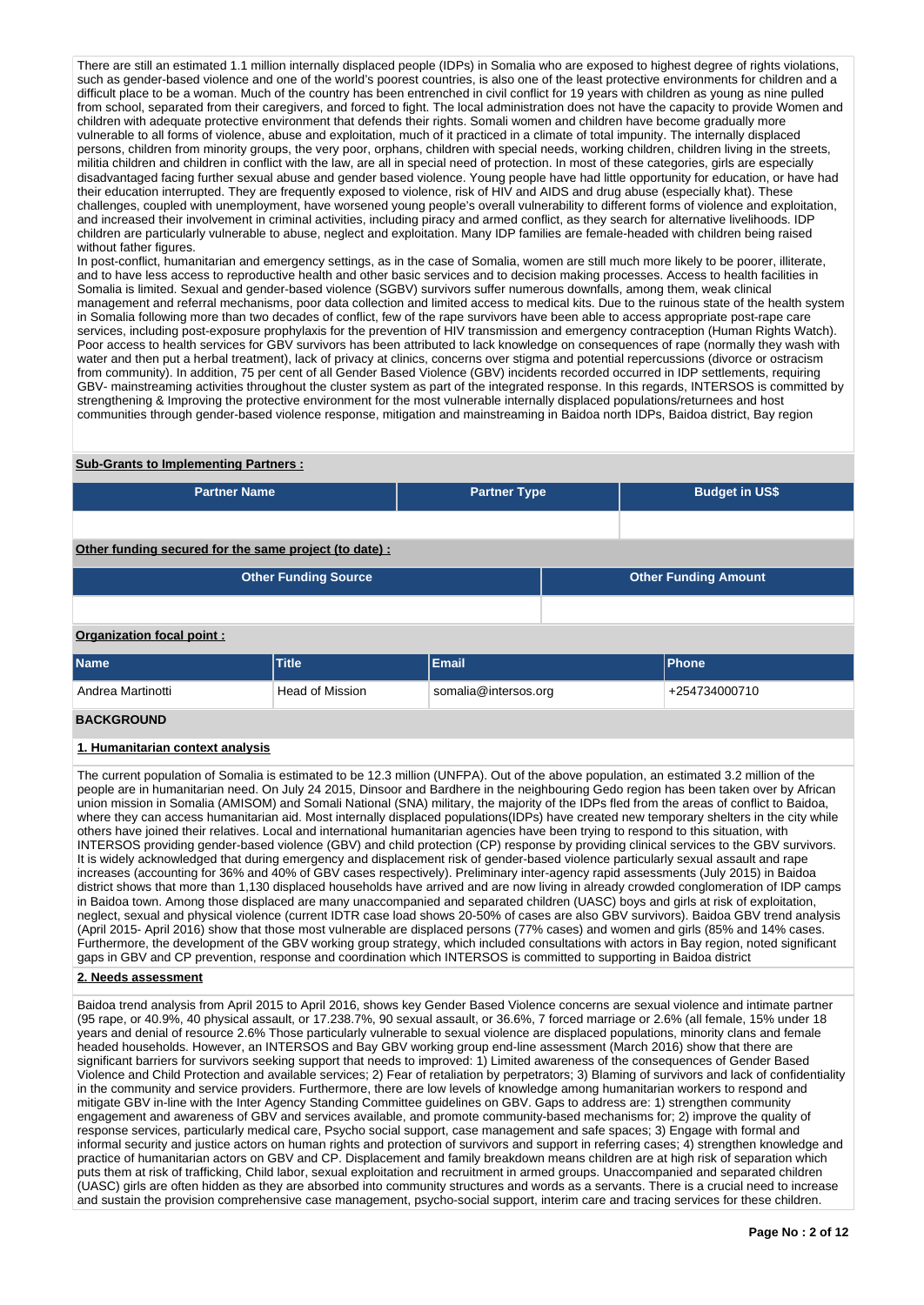There are still an estimated 1.1 million internally displaced people (IDPs) in Somalia who are exposed to highest degree of rights violations, such as gender-based violence and one of the world's poorest countries, is also one of the least protective environments for children and a difficult place to be a woman. Much of the country has been entrenched in civil conflict for 19 years with children as young as nine pulled from school, separated from their caregivers, and forced to fight. The local administration does not have the capacity to provide Women and children with adequate protective environment that defends their rights. Somali women and children have become gradually more vulnerable to all forms of violence, abuse and exploitation, much of it practiced in a climate of total impunity. The internally displaced persons, children from minority groups, the very poor, orphans, children with special needs, working children, children living in the streets, militia children and children in conflict with the law, are all in special need of protection. In most of these categories, girls are especially disadvantaged facing further sexual abuse and gender based violence. Young people have had little opportunity for education, or have had their education interrupted. They are frequently exposed to violence, risk of HIV and AIDS and drug abuse (especially khat). These challenges, coupled with unemployment, have worsened young people's overall vulnerability to different forms of violence and exploitation, and increased their involvement in criminal activities, including piracy and armed conflict, as they search for alternative livelihoods. IDP children are particularly vulnerable to abuse, neglect and exploitation. Many IDP families are female-headed with children being raised without father figures.
In post-conflict, humanitarian and emergency settings, as in the case of Somalia, women are still much more likely to be poorer, illiterate, and to have less access to reproductive health and other basic services and to decision making processes. Access to health facilities in Somalia is limited. Sexual and gender-based violence (SGBV) survivors suffer numerous downfalls, among them, weak clinical management and referral mechanisms, poor data collection and limited access to medical kits. Due to the ruinous state of the health system in Somalia following more than two decades of conflict, few of the rape survivors have been able to access appropriate post-rape care services, including post-exposure prophylaxis for the prevention of HIV transmission and emergency contraception (Human Rights Watch). Poor access to health services for GBV survivors has been attributed to lack knowledge on consequences of rape (normally they wash with water and then put a herbal treatment), lack of privacy at clinics, concerns over stigma and potential repercussions (divorce or ostracism from community). In addition, 75 per cent of all Gender Based Violence (GBV) incidents recorded occurred in IDP settlements, requiring GBV- mainstreaming activities throughout the cluster system as part of the integrated response. In this regards, INTERSOS is committed by strengthening & Improving the protective environment for the most vulnerable internally displaced populations/returnees and host communities through gender-based violence response, mitigation and mainstreaming in Baidoa north IDPs, Baidoa district, Bay region

**Sub-Grants to Implementing Partners :**

| Partner Name | Partner Type | Budget in US$ |
| --- | --- | --- |
| | | |

**Other funding secured for the same project (to date) :**

| Other Funding Source | Other Funding Amount |
| --- | --- |
| | |

**Organization focal point :**

| Name | Title | Email | Phone |
| --- | --- | --- | --- |
| Andrea Martinotti | Head of Mission | somalia@intersos.org | +254734000710 |

## BACKGROUND

### 1. Humanitarian context analysis

The current population of Somalia is estimated to be 12.3 million (UNFPA). Out of the above population, an estimated 3.2 million of the people are in humanitarian need. On July 24 2015, Dinsoor and Bardhere in the neighbouring Gedo region has been taken over by African union mission in Somalia (AMISOM) and Somali National (SNA) military, the majority of the IDPs fled from the areas of conflict to Baidoa, where they can access humanitarian aid. Most internally displaced populations(IDPs) have created new temporary shelters in the city while others have joined their relatives. Local and international humanitarian agencies have been trying to respond to this situation, with INTERSOS providing gender-based violence (GBV) and child protection (CP) response by providing clinical services to the GBV survivors. It is widely acknowledged that during emergency and displacement risk of gender-based violence particularly sexual assault and rape increases (accounting for 36% and 40% of GBV cases respectively). Preliminary inter-agency rapid assessments (July 2015) in Baidoa district shows that more than 1,130 displaced households have arrived and are now living in already crowded conglomeration of IDP camps in Baidoa town. Among those displaced are many unaccompanied and separated children (UASC) boys and girls at risk of exploitation, neglect, sexual and physical violence (current IDTR case load shows 20-50% of cases are also GBV survivors). Baidoa GBV trend analysis (April 2015- April 2016) show that those most vulnerable are displaced persons (77% cases) and women and girls (85% and 14% cases. Furthermore, the development of the GBV working group strategy, which included consultations with actors in Bay region, noted significant gaps in GBV and CP prevention, response and coordination which INTERSOS is committed to supporting in Baidoa district

### 2. Needs assessment

Baidoa trend analysis from April 2015 to April 2016, shows key Gender Based Violence concerns are sexual violence and intimate partner (95 rape, or 40.9%, 40 physical assault, or 17.238.7%, 90 sexual assault, or 36.6%, 7 forced marriage or 2.6% (all female, 15% under 18 years and denial of resource 2.6% Those particularly vulnerable to sexual violence are displaced populations, minority clans and female headed households. However, an INTERSOS and Bay GBV working group end-line assessment (March 2016) show that there are significant barriers for survivors seeking support that needs to improved: 1) Limited awareness of the consequences of Gender Based Violence and Child Protection and available services; 2) Fear of retaliation by perpetrators; 3) Blaming of survivors and lack of confidentiality in the community and service providers. Furthermore, there are low levels of knowledge among humanitarian workers to respond and mitigate GBV in-line with the Inter Agency Standing Committee guidelines on GBV. Gaps to address are: 1) strengthen community engagement and awareness of GBV and services available, and promote community-based mechanisms for; 2) improve the quality of response services, particularly medical care, Psycho social support, case management and safe spaces; 3) Engage with formal and informal security and justice actors on human rights and protection of survivors and support in referring cases; 4) strengthen knowledge and practice of humanitarian actors on GBV and CP. Displacement and family breakdown means children are at high risk of separation which puts them at risk of trafficking, Child labor, sexual exploitation and recruitment in armed groups. Unaccompanied and separated children (UASC) girls are often hidden as they are absorbed into community structures and words as a servants. There is a crucial need to increase and sustain the provision comprehensive case management, psycho-social support, interim care and tracing services for these children.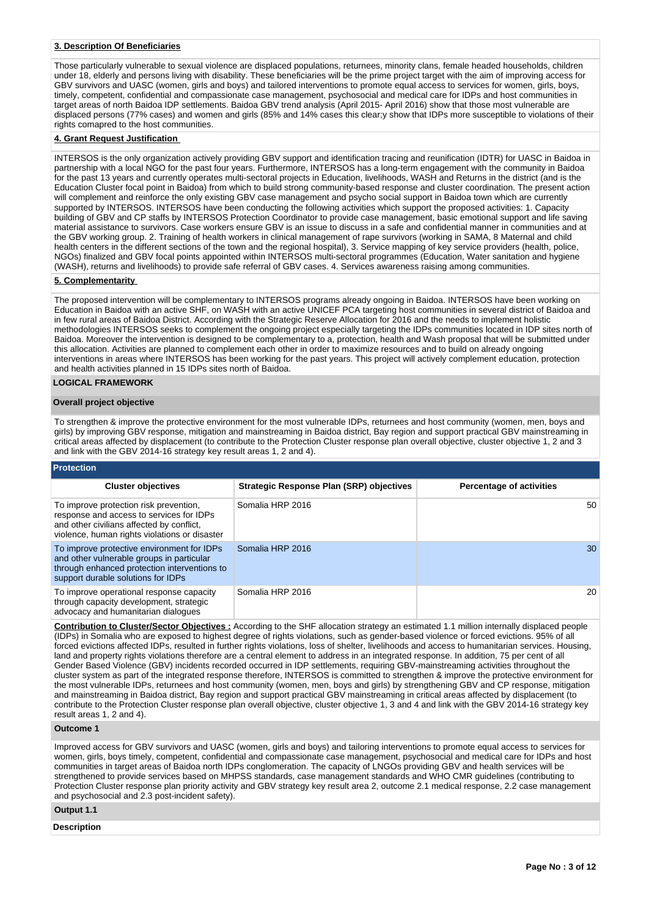### 3. Description Of Beneficiaries

Those particularly vulnerable to sexual violence are displaced populations, returnees, minority clans, female headed households, children under 18, elderly and persons living with disability. These beneficiaries will be the prime project target with the aim of improving access for GBV survivors and UASC (women, girls and boys) and tailored interventions to promote equal access to services for women, girls, boys, timely, competent, confidential and compassionate case management, psychosocial and medical care for IDPs and host communities in target areas of north Baidoa IDP settlements. Baidoa GBV trend analysis (April 2015- April 2016) show that those most vulnerable are displaced persons (77% cases) and women and girls (85% and 14% cases this clear;y show that IDPs more susceptible to violations of their rights comapred to the host communities.

### 4. Grant Request Justification

INTERSOS is the only organization actively providing GBV support and identification tracing and reunification (IDTR) for UASC in Baidoa in partnership with a local NGO for the past four years. Furthermore, INTERSOS has a long-term engagement with the community in Baidoa for the past 13 years and currently operates multi-sectoral projects in Education, livelihoods, WASH and Returns in the district (and is the Education Cluster focal point in Baidoa) from which to build strong community-based response and cluster coordination. The present action will complement and reinforce the only existing GBV case management and psycho social support in Baidoa town which are currently supported by INTERSOS. INTERSOS have been conducting the following activities which support the proposed activities: 1. Capacity building of GBV and CP staffs by INTERSOS Protection Coordinator to provide case management, basic emotional support and life saving material assistance to survivors. Case workers ensure GBV is an issue to discuss in a safe and confidential manner in communities and at the GBV working group. 2. Training of health workers in clinical management of rape survivors (working in SAMA, 8 Maternal and child health centers in the different sections of the town and the regional hospital), 3. Service mapping of key service providers (health, police, NGOs) finalized and GBV focal points appointed within INTERSOS multi-sectoral programmes (Education, Water sanitation and hygiene (WASH), returns and livelihoods) to provide safe referral of GBV cases. 4. Services awareness raising among communities.

### 5. Complementarity

The proposed intervention will be complementary to INTERSOS programs already ongoing in Baidoa. INTERSOS have been working on Education in Baidoa with an active SHF, on WASH with an active UNICEF PCA targeting host communities in several district of Baidoa and in few rural areas of Baidoa District. According with the Strategic Reserve Allocation for 2016 and the needs to implement holistic methodologies INTERSOS seeks to complement the ongoing project especially targeting the IDPs communities located in IDP sites north of Baidoa. Moreover the intervention is designed to be complementary to a, protection, health and Wash proposal that will be submitted under this allocation. Activities are planned to complement each other in order to maximize resources and to build on already ongoing interventions in areas where INTERSOS has been working for the past years. This project will actively complement education, protection and health activities planned in 15 IDPs sites north of Baidoa.

## LOGICAL FRAMEWORK

### Overall project objective

To strengthen & improve the protective environment for the most vulnerable IDPs, returnees and host community (women, men, boys and girls) by improving GBV response, mitigation and mainstreaming in Baidoa district, Bay region and support practical GBV mainstreaming in critical areas affected by displacement (to contribute to the Protection Cluster response plan overall objective, cluster objective 1, 2 and 3 and link with the GBV 2014-16 strategy key result areas 1, 2 and 4).

### Protection

| Cluster objectives | Strategic Response Plan (SRP) objectives | Percentage of activities |
|---|---|---|
| To improve protection risk prevention, response and access to services for IDPs and other civilians affected by conflict, violence, human rights violations or disaster | Somalia HRP 2016 | 50 |
| To improve protective environment for IDPs and other vulnerable groups in particular through enhanced protection interventions to support durable solutions for IDPs | Somalia HRP 2016 | 30 |
| To improve operational response capacity through capacity development, strategic advocacy and humanitarian dialogues | Somalia HRP 2016 | 20 |

**Contribution to Cluster/Sector Objectives :** According to the SHF allocation strategy an estimated 1.1 million internally displaced people (IDPs) in Somalia who are exposed to highest degree of rights violations, such as gender-based violence or forced evictions. 95% of all forced evictions affected IDPs, resulted in further rights violations, loss of shelter, livelihoods and access to humanitarian services. Housing, land and property rights violations therefore are a central element to address in an integrated response. In addition, 75 per cent of all Gender Based Violence (GBV) incidents recorded occurred in IDP settlements, requiring GBV-mainstreaming activities throughout the cluster system as part of the integrated response therefore, INTERSOS is committed to strengthen & improve the protective environment for the most vulnerable IDPs, returnees and host community (women, men, boys and girls) by strengthening GBV and CP response, mitigation and mainstreaming in Baidoa district, Bay region and support practical GBV mainstreaming in critical areas affected by displacement (to contribute to the Protection Cluster response plan overall objective, cluster objective 1, 3 and 4 and link with the GBV 2014-16 strategy key result areas 1, 2 and 4).

### Outcome 1

Improved access for GBV survivors and UASC (women, girls and boys) and tailoring interventions to promote equal access to services for women, girls, boys timely, competent, confidential and compassionate case management, psychosocial and medical care for IDPs and host communities in target areas of Baidoa north IDPs conglomeration. The capacity of LNGOs providing GBV and health services will be strengthened to provide services based on MHPSS standards, case management standards and WHO CMR guidelines (contributing to Protection Cluster response plan priority activity and GBV strategy key result area 2, outcome 2.1 medical response, 2.2 case management and psychosocial and 2.3 post-incident safety).

### Output 1.1

**Description**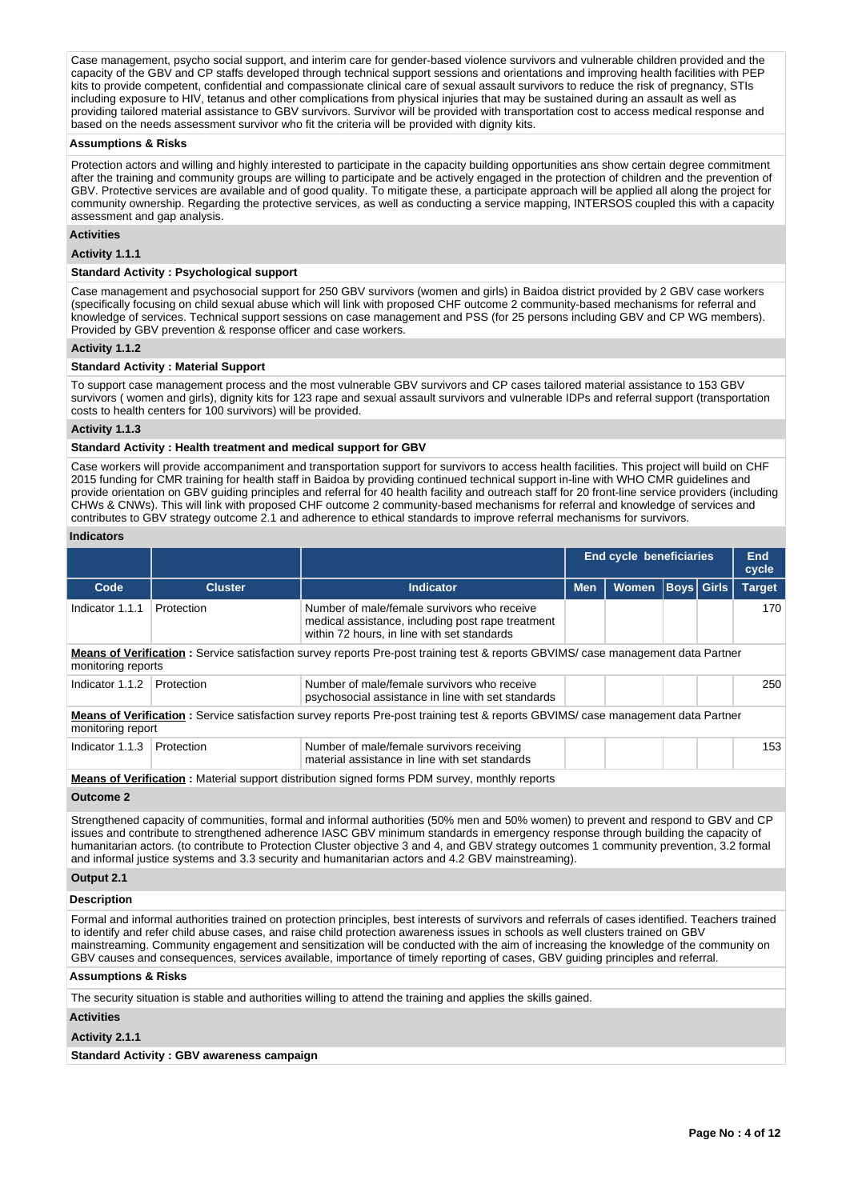Case management, psycho social support, and interim care for gender-based violence survivors and vulnerable children provided and the capacity of the GBV and CP staffs developed through technical support sessions and orientations and improving health facilities with PEP kits to provide competent, confidential and compassionate clinical care of sexual assault survivors to reduce the risk of pregnancy, STIs including exposure to HIV, tetanus and other complications from physical injuries that may be sustained during an assault as well as providing tailored material assistance to GBV survivors. Survivor will be provided with transportation cost to access medical response and based on the needs assessment survivor who fit the criteria will be provided with dignity kits.

**Assumptions & Risks**

Protection actors and willing and highly interested to participate in the capacity building opportunities ans show certain degree commitment after the training and community groups are willing to participate and be actively engaged in the protection of children and the prevention of GBV. Protective services are available and of good quality. To mitigate these, a participate approach will be applied all along the project for community ownership. Regarding the protective services, as well as conducting a service mapping, INTERSOS coupled this with a capacity assessment and gap analysis.

**Activities**

**Activity 1.1.1**

**Standard Activity : Psychological support**

Case management and psychosocial support for 250 GBV survivors (women and girls) in Baidoa district provided by 2 GBV case workers (specifically focusing on child sexual abuse which will link with proposed CHF outcome 2 community-based mechanisms for referral and knowledge of services. Technical support sessions on case management and PSS (for 25 persons including GBV and CP WG members). Provided by GBV prevention & response officer and case workers.

**Activity 1.1.2**

**Standard Activity : Material Support**

To support case management process and the most vulnerable GBV survivors and CP cases tailored material assistance to 153 GBV survivors ( women and girls), dignity kits for 123 rape and sexual assault survivors and vulnerable IDPs and referral support (transportation costs to health centers for 100 survivors) will be provided.

**Activity 1.1.3**

**Standard Activity : Health treatment and medical support for GBV**

Case workers will provide accompaniment and transportation support for survivors to access health facilities. This project will build on CHF 2015 funding for CMR training for health staff in Baidoa by providing continued technical support in-line with WHO CMR guidelines and provide orientation on GBV guiding principles and referral for 40 health facility and outreach staff for 20 front-line service providers (including CHWs & CNWs). This will link with proposed CHF outcome 2 community-based mechanisms for referral and knowledge of services and contributes to GBV strategy outcome 2.1 and adherence to ethical standards to improve referral mechanisms for survivors.

**Indicators**

| | | | End cycle beneficiaries | | | | End cycle |
|---|---|---|---|---|---|---|---|
| Code | Cluster | Indicator | Men | Women | Boys | Girls | Target |
| Indicator 1.1.1 | Protection | Number of male/female survivors who receive medical assistance, including post rape treatment within 72 hours, in line with set standards | | | | | 170 |

**Means of Verification :** Service satisfaction survey reports Pre-post training test & reports GBVIMS/ case management data Partner monitoring reports

| Code | Cluster | Indicator | Men | Women | Boys | Girls | Target |
|---|---|---|---|---|---|---|---|
| Indicator 1.1.2 | Protection | Number of male/female survivors who receive psychosocial assistance in line with set standards | | | | | 250 |

**Means of Verification :** Service satisfaction survey reports Pre-post training test & reports GBVIMS/ case management data Partner monitoring report

| Code | Cluster | Indicator | Men | Women | Boys | Girls | Target |
|---|---|---|---|---|---|---|---|
| Indicator 1.1.3 | Protection | Number of male/female survivors receiving material assistance in line with set standards | | | | | 153 |

**Means of Verification :** Material support distribution signed forms PDM survey, monthly reports

**Outcome 2**

Strengthened capacity of communities, formal and informal authorities (50% men and 50% women) to prevent and respond to GBV and CP issues and contribute to strengthened adherence IASC GBV minimum standards in emergency response through building the capacity of humanitarian actors. (to contribute to Protection Cluster objective 3 and 4, and GBV strategy outcomes 1 community prevention, 3.2 formal and informal justice systems and 3.3 security and humanitarian actors and 4.2 GBV mainstreaming).

**Output 2.1**

**Description**

Formal and informal authorities trained on protection principles, best interests of survivors and referrals of cases identified. Teachers trained to identify and refer child abuse cases, and raise child protection awareness issues in schools as well clusters trained on GBV mainstreaming. Community engagement and sensitization will be conducted with the aim of increasing the knowledge of the community on GBV causes and consequences, services available, importance of timely reporting of cases, GBV guiding principles and referral.

**Assumptions & Risks**

The security situation is stable and authorities willing to attend the training and applies the skills gained.

**Activities**

**Activity 2.1.1**

**Standard Activity : GBV awareness campaign**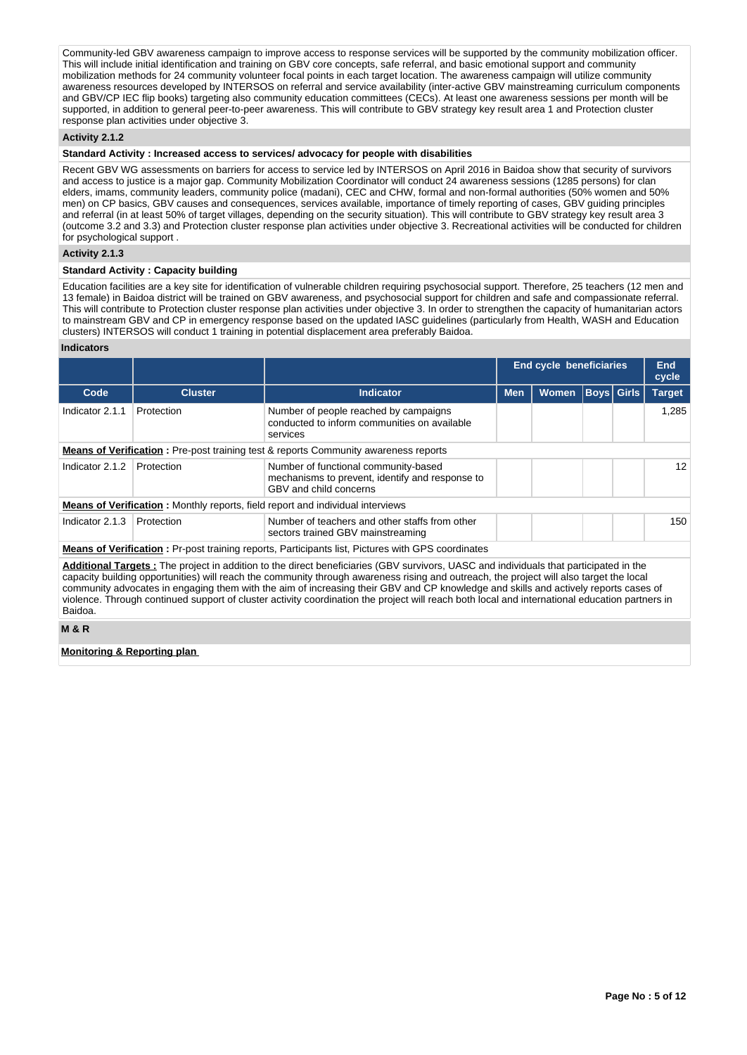Community-led GBV awareness campaign to improve access to response services will be supported by the community mobilization officer. This will include initial identification and training on GBV core concepts, safe referral, and basic emotional support and community mobilization methods for 24 community volunteer focal points in each target location. The awareness campaign will utilize community awareness resources developed by INTERSOS on referral and service availability (inter-active GBV mainstreaming curriculum components and GBV/CP IEC flip books) targeting also community education committees (CECs). At least one awareness sessions per month will be supported, in addition to general peer-to-peer awareness. This will contribute to GBV strategy key result area 1 and Protection cluster response plan activities under objective 3.

### Activity 2.1.2

**Standard Activity : Increased access to services/ advocacy for people with disabilities**

Recent GBV WG assessments on barriers for access to service led by INTERSOS on April 2016 in Baidoa show that security of survivors and access to justice is a major gap. Community Mobilization Coordinator will conduct 24 awareness sessions (1285 persons) for clan elders, imams, community leaders, community police (madani), CEC and CHW, formal and non-formal authorities (50% women and 50% men) on CP basics, GBV causes and consequences, services available, importance of timely reporting of cases, GBV guiding principles and referral (in at least 50% of target villages, depending on the security situation). This will contribute to GBV strategy key result area 3 (outcome 3.2 and 3.3) and Protection cluster response plan activities under objective 3. Recreational activities will be conducted for children for psychological support .

### Activity 2.1.3

**Standard Activity : Capacity building**

Education facilities are a key site for identification of vulnerable children requiring psychosocial support. Therefore, 25 teachers (12 men and 13 female) in Baidoa district will be trained on GBV awareness, and psychosocial support for children and safe and compassionate referral. This will contribute to Protection cluster response plan activities under objective 3. In order to strengthen the capacity of humanitarian actors to mainstream GBV and CP in emergency response based on the updated IASC guidelines (particularly from Health, WASH and Education clusters) INTERSOS will conduct 1 training in potential displacement area preferably Baidoa.

### Indicators

| | | | End cycle beneficiaries | | | | End cycle |
|---|---|---|---|---|---|---|---|
| **Code** | **Cluster** | **Indicator** | **Men** | **Women** | **Boys** | **Girls** | **Target** |
| Indicator 2.1.1 | Protection | Number of people reached by campaigns conducted to inform communities on available services | | | | | 1,285 |
| **Means of Verification :** Pre-post training test & reports Community awareness reports | | | | | | | |
| Indicator 2.1.2 | Protection | Number of functional community-based mechanisms to prevent, identify and response to GBV and child concerns | | | | | 12 |
| **Means of Verification :** Monthly reports, field report and individual interviews | | | | | | | |
| Indicator 2.1.3 | Protection | Number of teachers and other staffs from other sectors trained GBV mainstreaming | | | | | 150 |
| **Means of Verification :** Pr-post training reports, Participants list, Pictures with GPS coordinates | | | | | | | |

**Additional Targets :** The project in addition to the direct beneficiaries (GBV survivors, UASC and individuals that participated in the capacity building opportunities) will reach the community through awareness rising and outreach, the project will also target the local community advocates in engaging them with the aim of increasing their GBV and CP knowledge and skills and actively reports cases of violence. Through continued support of cluster activity coordination the project will reach both local and international education partners in Baidoa.

### M & R

**Monitoring & Reporting plan**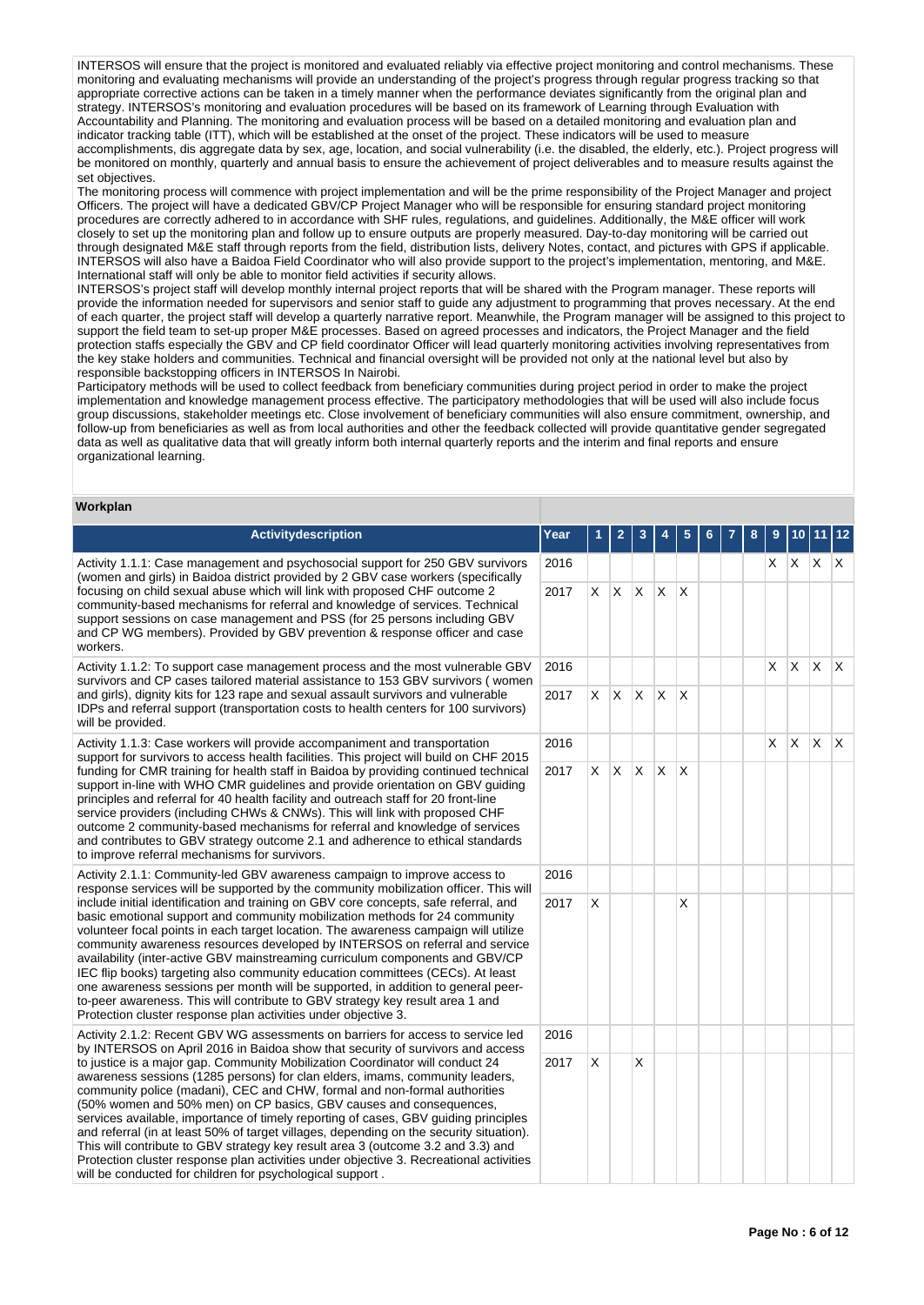INTERSOS will ensure that the project is monitored and evaluated reliably via effective project monitoring and control mechanisms. These monitoring and evaluating mechanisms will provide an understanding of the project's progress through regular progress tracking so that appropriate corrective actions can be taken in a timely manner when the performance deviates significantly from the original plan and strategy. INTERSOS's monitoring and evaluation procedures will be based on its framework of Learning through Evaluation with Accountability and Planning. The monitoring and evaluation process will be based on a detailed monitoring and evaluation plan and indicator tracking table (ITT), which will be established at the onset of the project. These indicators will be used to measure accomplishments, dis aggregate data by sex, age, location, and social vulnerability (i.e. the disabled, the elderly, etc.). Project progress will be monitored on monthly, quarterly and annual basis to ensure the achievement of project deliverables and to measure results against the set objectives.

The monitoring process will commence with project implementation and will be the prime responsibility of the Project Manager and project Officers. The project will have a dedicated GBV/CP Project Manager who will be responsible for ensuring standard project monitoring procedures are correctly adhered to in accordance with SHF rules, regulations, and guidelines. Additionally, the M&E officer will work closely to set up the monitoring plan and follow up to ensure outputs are properly measured. Day-to-day monitoring will be carried out through designated M&E staff through reports from the field, distribution lists, delivery Notes, contact, and pictures with GPS if applicable. INTERSOS will also have a Baidoa Field Coordinator who will also provide support to the project's implementation, mentoring, and M&E. International staff will only be able to monitor field activities if security allows.

INTERSOS's project staff will develop monthly internal project reports that will be shared with the Program manager. These reports will provide the information needed for supervisors and senior staff to guide any adjustment to programming that proves necessary. At the end of each quarter, the project staff will develop a quarterly narrative report. Meanwhile, the Program manager will be assigned to this project to support the field team to set-up proper M&E processes. Based on agreed processes and indicators, the Project Manager and the field protection staffs especially the GBV and CP field coordinator Officer will lead quarterly monitoring activities involving representatives from the key stake holders and communities. Technical and financial oversight will be provided not only at the national level but also by responsible backstopping officers in INTERSOS In Nairobi.

Participatory methods will be used to collect feedback from beneficiary communities during project period in order to make the project implementation and knowledge management process effective. The participatory methodologies that will be used will also include focus group discussions, stakeholder meetings etc. Close involvement of beneficiary communities will also ensure commitment, ownership, and follow-up from beneficiaries as well as from local authorities and other the feedback collected will provide quantitative gender segregated data as well as qualitative data that will greatly inform both internal quarterly reports and the interim and final reports and ensure organizational learning.

## Workplan

| Activitydescription | Year | 1 | 2 | 3 | 4 | 5 | 6 | 7 | 8 | 9 | 10 | 11 | 12 |
|---|---|---|---|---|---|---|---|---|---|---|---|---|---|
| Activity 1.1.1: Case management and psychosocial support for 250 GBV survivors (women and girls) in Baidoa district provided by 2 GBV case workers (specifically focusing on child sexual abuse which will link with proposed CHF outcome 2 community-based mechanisms for referral and knowledge of services. Technical support sessions on case management and PSS (for 25 persons including GBV and CP WG members). Provided by GBV prevention & response officer and case workers. | 2016 | | | | | | | | | X | X | X | X |
| | 2017 | X | X | X | X | X | | | | | | | |
| Activity 1.1.2: To support case management process and the most vulnerable GBV survivors and CP cases tailored material assistance to 153 GBV survivors ( women and girls), dignity kits for 123 rape and sexual assault survivors and vulnerable IDPs and referral support (transportation costs to health centers for 100 survivors) will be provided. | 2016 | | | | | | | | | X | X | X | X |
| | 2017 | X | X | X | X | X | | | | | | | |
| Activity 1.1.3: Case workers will provide accompaniment and transportation support for survivors to access health facilities. This project will build on CHF 2015 funding for CMR training for health staff in Baidoa by providing continued technical support in-line with WHO CMR guidelines and provide orientation on GBV guiding principles and referral for 40 health facility and outreach staff for 20 front-line service providers (including CHWs & CNWs). This will link with proposed CHF outcome 2 community-based mechanisms for referral and knowledge of services and contributes to GBV strategy outcome 2.1 and adherence to ethical standards to improve referral mechanisms for survivors. | 2016 | | | | | | | | | X | X | X | X |
| | 2017 | X | X | X | X | X | | | | | | | |
| Activity 2.1.1: Community-led GBV awareness campaign to improve access to response services will be supported by the community mobilization officer. This will include initial identification and training on GBV core concepts, safe referral, and basic emotional support and community mobilization methods for 24 community volunteer focal points in each target location. The awareness campaign will utilize community awareness resources developed by INTERSOS on referral and service availability (inter-active GBV mainstreaming curriculum components and GBV/CP IEC flip books) targeting also community education committees (CECs). At least one awareness sessions per month will be supported, in addition to general peer-to-peer awareness. This will contribute to GBV strategy key result area 1 and Protection cluster response plan activities under objective 3. | 2016 | | | | | | | | | | | | |
| | 2017 | X | | | | X | | | | | | | |
| Activity 2.1.2: Recent GBV WG assessments on barriers for access to service led by INTERSOS on April 2016 in Baidoa show that security of survivors and access to justice is a major gap. Community Mobilization Coordinator will conduct 24 awareness sessions (1285 persons) for clan elders, imams, community leaders, community police (madani), CEC and CHW, formal and non-formal authorities (50% women and 50% men) on CP basics, GBV causes and consequences, services available, importance of timely reporting of cases, GBV guiding principles and referral (in at least 50% of target villages, depending on the security situation). This will contribute to GBV strategy key result area 3 (outcome 3.2 and 3.3) and Protection cluster response plan activities under objective 3. Recreational activities will be conducted for children for psychological support . | 2016 | | | | | | | | | | | | |
| | 2017 | X | | X | | | | | | | | | |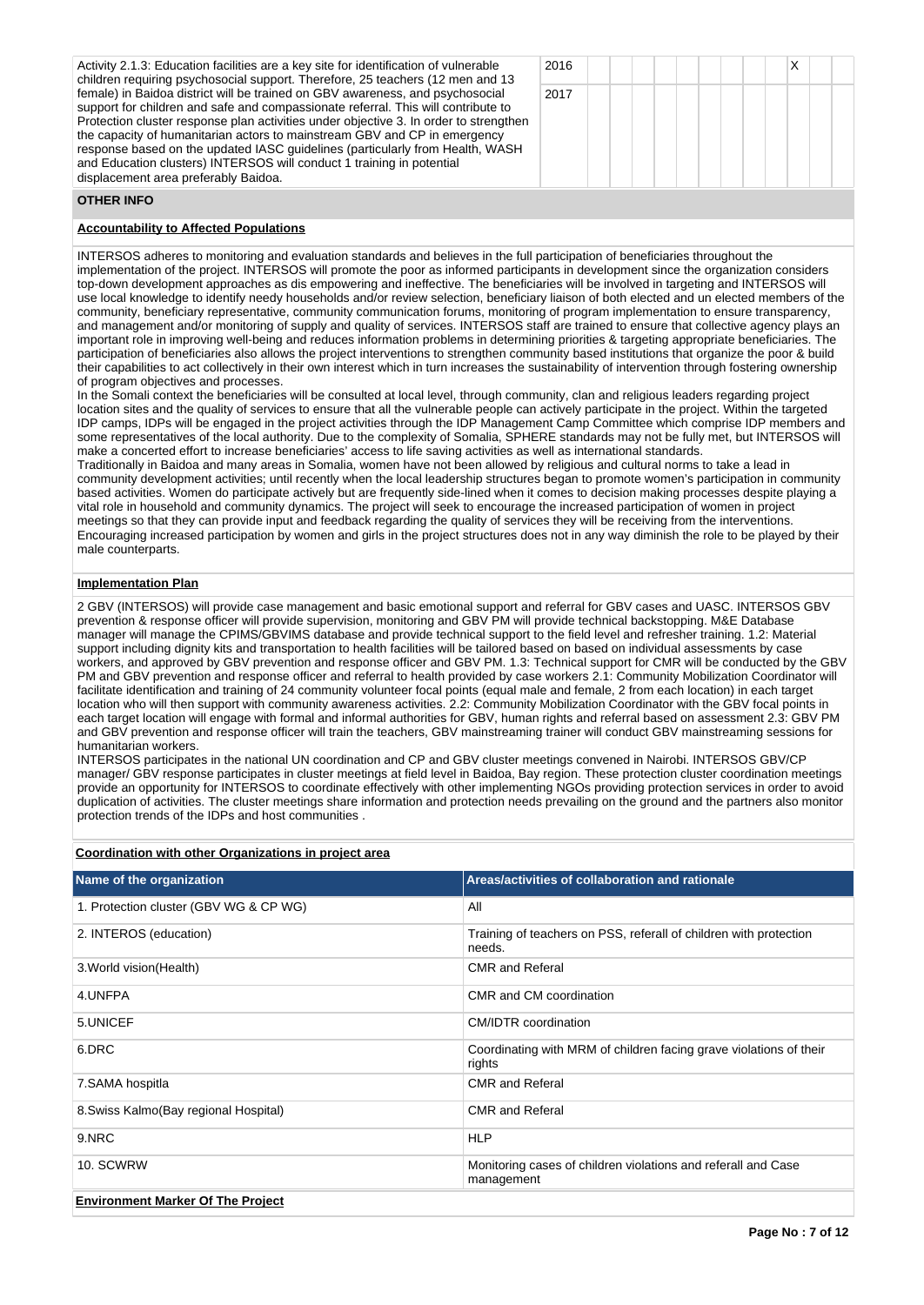| Activity | Year | | | | | | | | | | | | |
|---|---|---|---|---|---|---|---|---|---|---|---|---|---|
| Activity 2.1.3: Education facilities are a key site for identification of vulnerable children requiring psychosocial support. Therefore, 25 teachers (12 men and 13 female) in Baidoa district will be trained on GBV awareness, and psychosocial support for children and safe and compassionate referral. This will contribute to Protection cluster response plan activities under objective 3. In order to strengthen the capacity of humanitarian actors to mainstream GBV and CP in emergency response based on the updated IASC guidelines (particularly from Health, WASH and Education clusters) INTERSOS will conduct 1 training in potential displacement area preferably Baidoa. | 2016 | | | | | | | | | | X | | |
| | 2017 | | | | | | | | | | | | |

## OTHER INFO

### Accountability to Affected Populations

INTERSOS adheres to monitoring and evaluation standards and believes in the full participation of beneficiaries throughout the implementation of the project. INTERSOS will promote the poor as informed participants in development since the organization considers top-down development approaches as dis empowering and ineffective. The beneficiaries will be involved in targeting and INTERSOS will use local knowledge to identify needy households and/or review selection, beneficiary liaison of both elected and un elected members of the community, beneficiary representative, community communication forums, monitoring of program implementation to ensure transparency, and management and/or monitoring of supply and quality of services. INTERSOS staff are trained to ensure that collective agency plays an important role in improving well-being and reduces information problems in determining priorities & targeting appropriate beneficiaries. The participation of beneficiaries also allows the project interventions to strengthen community based institutions that organize the poor & build their capabilities to act collectively in their own interest which in turn increases the sustainability of intervention through fostering ownership of program objectives and processes.
In the Somali context the beneficiaries will be consulted at local level, through community, clan and religious leaders regarding project location sites and the quality of services to ensure that all the vulnerable people can actively participate in the project. Within the targeted IDP camps, IDPs will be engaged in the project activities through the IDP Management Camp Committee which comprise IDP members and some representatives of the local authority. Due to the complexity of Somalia, SPHERE standards may not be fully met, but INTERSOS will make a concerted effort to increase beneficiaries' access to life saving activities as well as international standards.
Traditionally in Baidoa and many areas in Somalia, women have not been allowed by religious and cultural norms to take a lead in community development activities; until recently when the local leadership structures began to promote women's participation in community based activities. Women do participate actively but are frequently side-lined when it comes to decision making processes despite playing a vital role in household and community dynamics. The project will seek to encourage the increased participation of women in project meetings so that they can provide input and feedback regarding the quality of services they will be receiving from the interventions. Encouraging increased participation by women and girls in the project structures does not in any way diminish the role to be played by their male counterparts.

### Implementation Plan

2 GBV (INTERSOS) will provide case management and basic emotional support and referral for GBV cases and UASC. INTERSOS GBV prevention & response officer will provide supervision, monitoring and GBV PM will provide technical backstopping. M&E Database manager will manage the CPIMS/GBVIMS database and provide technical support to the field level and refresher training. 1.2: Material support including dignity kits and transportation to health facilities will be tailored based on based on individual assessments by case workers, and approved by GBV prevention and response officer and GBV PM. 1.3: Technical support for CMR will be conducted by the GBV PM and GBV prevention and response officer and referral to health provided by case workers 2.1: Community Mobilization Coordinator will facilitate identification and training of 24 community volunteer focal points (equal male and female, 2 from each location) in each target location who will then support with community awareness activities. 2.2: Community Mobilization Coordinator with the GBV focal points in each target location will engage with formal and informal authorities for GBV, human rights and referral based on assessment 2.3: GBV PM and GBV prevention and response officer will train the teachers, GBV mainstreaming trainer will conduct GBV mainstreaming sessions for humanitarian workers.
INTERSOS participates in the national UN coordination and CP and GBV cluster meetings convened in Nairobi. INTERSOS GBV/CP manager/ GBV response participates in cluster meetings at field level in Baidoa, Bay region. These protection cluster coordination meetings provide an opportunity for INTERSOS to coordinate effectively with other implementing NGOs providing protection services in order to avoid duplication of activities. The cluster meetings share information and protection needs prevailing on the ground and the partners also monitor protection trends of the IDPs and host communities .

### Coordination with other Organizations in project area

| Name of the organization | Areas/activities of collaboration and rationale |
|---|---|
| 1. Protection cluster (GBV WG & CP WG) | All |
| 2. INTEROS (education) | Training of teachers on PSS, referall of children with protection needs. |
| 3.World vision(Health) | CMR and Referal |
| 4.UNFPA | CMR and CM coordination |
| 5.UNICEF | CM/IDTR coordination |
| 6.DRC | Coordinating with MRM of children facing grave violations of their rights |
| 7.SAMA hospitla | CMR and Referal |
| 8.Swiss Kalmo(Bay regional Hospital) | CMR and Referal |
| 9.NRC | HLP |
| 10. SCWRW | Monitoring cases of children violations and referall and Case management |

### Environment Marker Of The Project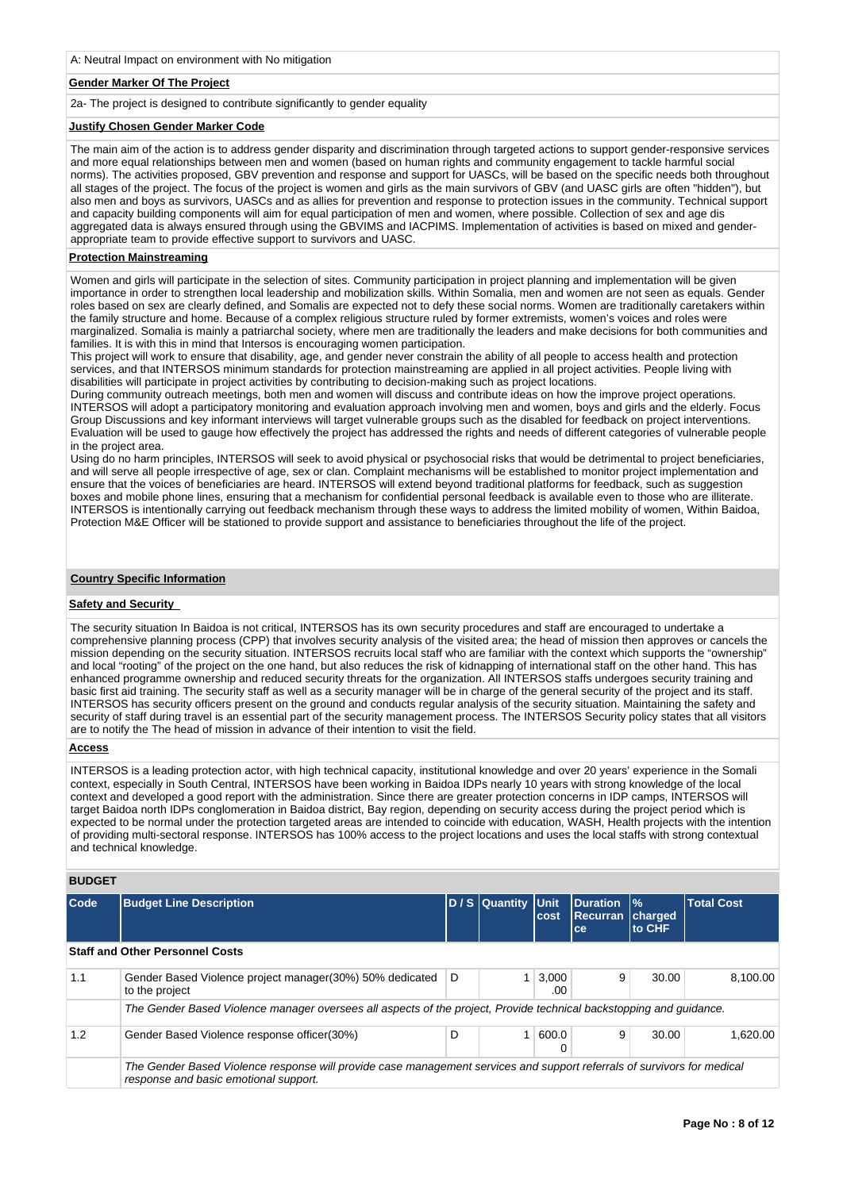A: Neutral Impact on environment with No mitigation

**Gender Marker Of The Project**

2a- The project is designed to contribute significantly to gender equality

**Justify Chosen Gender Marker Code**

The main aim of the action is to address gender disparity and discrimination through targeted actions to support gender-responsive services and more equal relationships between men and women (based on human rights and community engagement to tackle harmful social norms). The activities proposed, GBV prevention and response and support for UASCs, will be based on the specific needs both throughout all stages of the project. The focus of the project is women and girls as the main survivors of GBV (and UASC girls are often "hidden"), but also men and boys as survivors, UASCs and as allies for prevention and response to protection issues in the community. Technical support and capacity building components will aim for equal participation of men and women, where possible. Collection of sex and age dis aggregated data is always ensured through using the GBVIMS and IACPIMS. Implementation of activities is based on mixed and gender-appropriate team to provide effective support to survivors and UASC.

**Protection Mainstreaming**

Women and girls will participate in the selection of sites. Community participation in project planning and implementation will be given importance in order to strengthen local leadership and mobilization skills. Within Somalia, men and women are not seen as equals. Gender roles based on sex are clearly defined, and Somalis are expected not to defy these social norms. Women are traditionally caretakers within the family structure and home. Because of a complex religious structure ruled by former extremists, women's voices and roles were marginalized. Somalia is mainly a patriarchal society, where men are traditionally the leaders and make decisions for both communities and families. It is with this in mind that Intersos is encouraging women participation.
This project will work to ensure that disability, age, and gender never constrain the ability of all people to access health and protection services, and that INTERSOS minimum standards for protection mainstreaming are applied in all project activities. People living with disabilities will participate in project activities by contributing to decision-making such as project locations.
During community outreach meetings, both men and women will discuss and contribute ideas on how the improve project operations. INTERSOS will adopt a participatory monitoring and evaluation approach involving men and women, boys and girls and the elderly. Focus Group Discussions and key informant interviews will target vulnerable groups such as the disabled for feedback on project interventions. Evaluation will be used to gauge how effectively the project has addressed the rights and needs of different categories of vulnerable people in the project area.
Using do no harm principles, INTERSOS will seek to avoid physical or psychosocial risks that would be detrimental to project beneficiaries, and will serve all people irrespective of age, sex or clan. Complaint mechanisms will be established to monitor project implementation and ensure that the voices of beneficiaries are heard. INTERSOS will extend beyond traditional platforms for feedback, such as suggestion boxes and mobile phone lines, ensuring that a mechanism for confidential personal feedback is available even to those who are illiterate. INTERSOS is intentionally carrying out feedback mechanism through these ways to address the limited mobility of women, Within Baidoa, Protection M&E Officer will be stationed to provide support and assistance to beneficiaries throughout the life of the project.

## Country Specific Information

**Safety and Security**

The security situation In Baidoa is not critical, INTERSOS has its own security procedures and staff are encouraged to undertake a comprehensive planning process (CPP) that involves security analysis of the visited area; the head of mission then approves or cancels the mission depending on the security situation. INTERSOS recruits local staff who are familiar with the context which supports the "ownership" and local "rooting" of the project on the one hand, but also reduces the risk of kidnapping of international staff on the other hand. This has enhanced programme ownership and reduced security threats for the organization. All INTERSOS staffs undergoes security training and basic first aid training. The security staff as well as a security manager will be in charge of the general security of the project and its staff. INTERSOS has security officers present on the ground and conducts regular analysis of the security situation. Maintaining the safety and security of staff during travel is an essential part of the security management process. The INTERSOS Security policy states that all visitors are to notify the The head of mission in advance of their intention to visit the field.

**Access**

INTERSOS is a leading protection actor, with high technical capacity, institutional knowledge and over 20 years' experience in the Somali context, especially in South Central, INTERSOS have been working in Baidoa IDPs nearly 10 years with strong knowledge of the local context and developed a good report with the administration. Since there are greater protection concerns in IDP camps, INTERSOS will target Baidoa north IDPs conglomeration in Baidoa district, Bay region, depending on security access during the project period which is expected to be normal under the protection targeted areas are intended to coincide with education, WASH, Health projects with the intention of providing multi-sectoral response. INTERSOS has 100% access to the project locations and uses the local staffs with strong contextual and technical knowledge.

## BUDGET

| Code | Budget Line Description | D / S | Quantity | Unit cost | Duration Recurrance | % charged to CHF | Total Cost |
|---|---|---|---|---|---|---|---|
| **Staff and Other Personnel Costs** | | | | | | | |
| 1.1 | Gender Based Violence project manager(30%) 50% dedicated to the project | D | 1 | 3,000.00 | 9 | 30.00 | 8,100.00 |
| | *The Gender Based Violence manager oversees all aspects of the project, Provide technical backstopping and guidance.* | | | | | | |
| 1.2 | Gender Based Violence response officer(30%) | D | 1 | 600.00 | 9 | 30.00 | 1,620.00 |
| | *The Gender Based Violence response will provide case management services and support referrals of survivors for medical response and basic emotional support.* | | | | | | |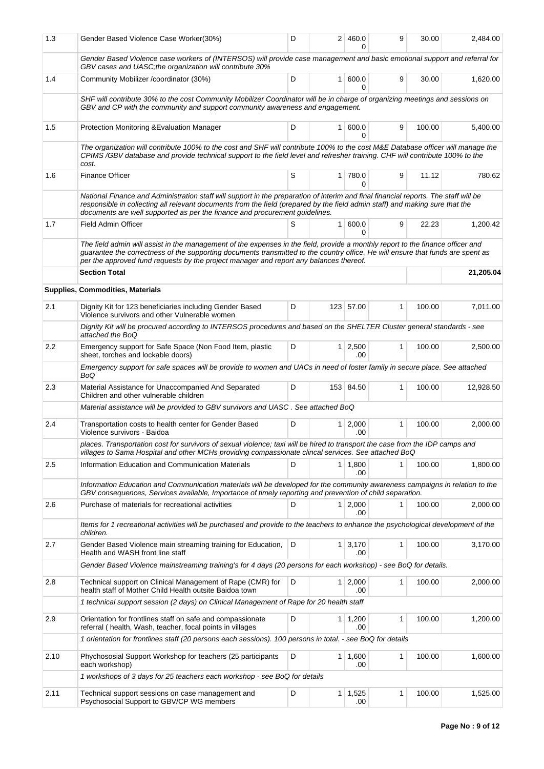| | | | | | | | |
|---|---|---|---|---|---|---|---|
| 1.3 | Gender Based Violence Case Worker(30%) | D | 2 | 460.00 | 9 | 30.00 | 2,484.00 |
| | *Gender Based Violence case workers of (INTERSOS) will provide case management and basic emotional support and referral for GBV cases and UASC;the organization will contribute 30%* | | | | | | |
| 1.4 | Community Mobilizer /coordinator (30%) | D | 1 | 600.00 | 9 | 30.00 | 1,620.00 |
| | *SHF will contribute 30% to the cost Community Mobilizer Coordinator will be in charge of organizing meetings and sessions on GBV and CP with the community and support community awareness and engagement.* | | | | | | |
| 1.5 | Protection Monitoring &Evaluation Manager | D | 1 | 600.00 | 9 | 100.00 | 5,400.00 |
| | *The organization will contribute 100% to the cost and SHF will contribute 100% to the cost M&E Database officer will manage the CPIMS /GBV database and provide technical support to the field level and refresher training. CHF will contribute 100% to the cost.* | | | | | | |
| 1.6 | Finance Officer | S | 1 | 780.00 | 9 | 11.12 | 780.62 |
| | *National Finance and Administration staff will support in the preparation of interim and final financial reports. The staff will be responsible in collecting all relevant documents from the field (prepared by the field admin staff) and making sure that the documents are well supported as per the finance and procurement guidelines.* | | | | | | |
| 1.7 | Field Admin Officer | S | 1 | 600.00 | 9 | 22.23 | 1,200.42 |
| | *The field admin will assist in the management of the expenses in the field, provide a monthly report to the finance officer and guarantee the correctness of the supporting documents transmitted to the country office. He will ensure that funds are spent as per the approved fund requests by the project manager and report any balances thereof.* | | | | | | |
| | **Section Total** | | | | | | **21,205.04** |
| | **Supplies, Commodities, Materials** | | | | | | |
| 2.1 | Dignity Kit for 123 beneficiaries including Gender Based Violence survivors and other Vulnerable women | D | 123 | 57.00 | 1 | 100.00 | 7,011.00 |
| | *Dignity Kit will be procured according to INTERSOS procedures and based on the SHELTER Cluster general standards - see attached the BoQ* | | | | | | |
| 2.2 | Emergency support for Safe Space (Non Food Item, plastic sheet, torches and lockable doors) | D | 1 | 2,500.00 | 1 | 100.00 | 2,500.00 |
| | *Emergency support for safe spaces will be provide to women and UACs in need of foster family in secure place. See attached BoQ* | | | | | | |
| 2.3 | Material Assistance for Unaccompanied And Separated Children and other vulnerable children | D | 153 | 84.50 | 1 | 100.00 | 12,928.50 |
| | *Material assistance will be provided to GBV survivors and UASC . See attached BoQ* | | | | | | |
| 2.4 | Transportation costs to health center for Gender Based Violence survivors - Baidoa | D | 1 | 2,000.00 | 1 | 100.00 | 2,000.00 |
| | *places. Transportation cost for survivors of sexual violence; taxi will be hired to transport the case from the IDP camps and villages to Sama Hospital and other MCHs providing compassionate clincal services. See attached BoQ* | | | | | | |
| 2.5 | Information Education and Communication Materials | D | 1 | 1,800.00 | 1 | 100.00 | 1,800.00 |
| | *Information Education and Communication materials will be developed for the community awareness campaigns in relation to the GBV consequences, Services available, Importance of timely reporting and prevention of child separation.* | | | | | | |
| 2.6 | Purchase of materials for recreational activities | D | 1 | 2,000.00 | 1 | 100.00 | 2,000.00 |
| | *Items for 1 recreational activities will be purchased and provide to the teachers to enhance the psychological development of the children.* | | | | | | |
| 2.7 | Gender Based Violence main streaming training for Education, Health and WASH front line staff | D | 1 | 3,170.00 | 1 | 100.00 | 3,170.00 |
| | *Gender Based Violence mainstreaming training's for 4 days (20 persons for each workshop) - see BoQ for details.* | | | | | | |
| 2.8 | Technical support on Clinical Management of Rape (CMR) for health staff of Mother Child Health outsite Baidoa town | D | 1 | 2,000.00 | 1 | 100.00 | 2,000.00 |
| | *1 technical support session (2 days) on Clinical Management of Rape for 20 health staff* | | | | | | |
| 2.9 | Orientation for frontlines staff on safe and compassionate referral ( health, Wash, teacher, focal points in villages | D | 1 | 1,200.00 | 1 | 100.00 | 1,200.00 |
| | *1 orientation for frontlines staff (20 persons each sessions). 100 persons in total. - see BoQ for details* | | | | | | |
| 2.10 | Phychososial Support Workshop for teachers (25 participants each workshop) | D | 1 | 1,600.00 | 1 | 100.00 | 1,600.00 |
| | *1 workshops of 3 days for 25 teachers each workshop - see BoQ for details* | | | | | | |
| 2.11 | Technical support sessions on case management and Psychosocial Support to GBV/CP WG members | D | 1 | 1,525.00 | 1 | 100.00 | 1,525.00 |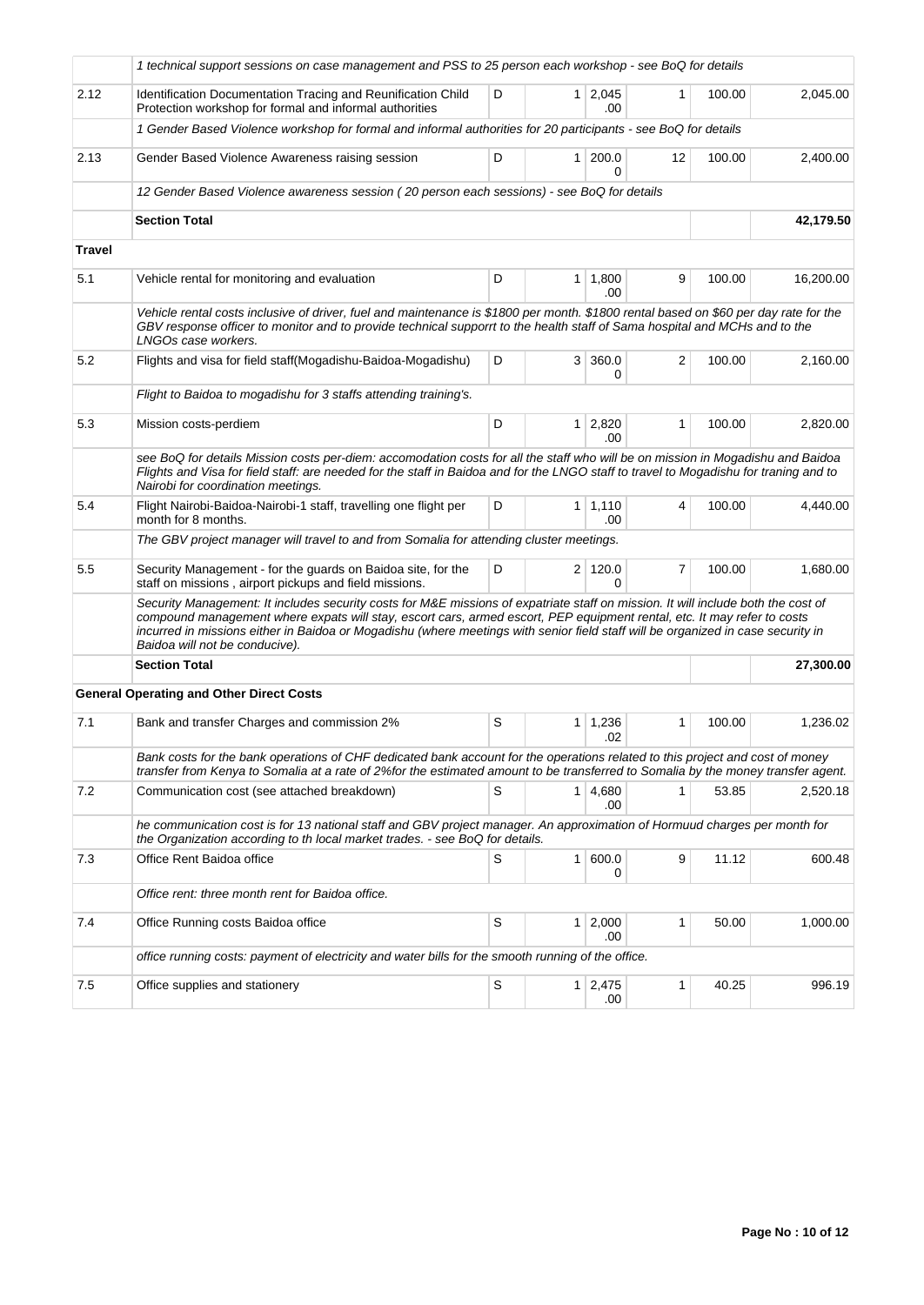| | | | | | | | |
|---|---|---|---|---|---|---|---|
| | *1 technical support sessions on case management and PSS to 25 person each workshop - see BoQ for details* | | | | | | |
| 2.12 | Identification Documentation Tracing and Reunification Child Protection workshop for formal and informal authorities | D | 1 | 2,045.00 | 1 | 100.00 | 2,045.00 |
| | *1 Gender Based Violence workshop for formal and informal authorities for 20 participants - see BoQ for details* | | | | | | |
| 2.13 | Gender Based Violence Awareness raising session | D | 1 | 200.00 | 12 | 100.00 | 2,400.00 |
| | *12 Gender Based Violence awareness session ( 20 person each sessions) - see BoQ for details* | | | | | | |
| | **Section Total** | | | | | | **42,179.50** |
| **Travel** | | | | | | | |
| 5.1 | Vehicle rental for monitoring and evaluation | D | 1 | 1,800.00 | 9 | 100.00 | 16,200.00 |
| | *Vehicle rental costs inclusive of driver, fuel and maintenance is $1800 per month. $1800 rental based on $60 per day rate for the GBV response officer to monitor and to provide technical supporrt to the health staff of Sama hospital and MCHs and to the LNGOs case workers.* | | | | | | |
| 5.2 | Flights and visa for field staff(Mogadishu-Baidoa-Mogadishu) | D | 3 | 360.00 | 2 | 100.00 | 2,160.00 |
| | *Flight to Baidoa to mogadishu for 3 staffs attending training's.* | | | | | | |
| 5.3 | Mission costs-perdiem | D | 1 | 2,820.00 | 1 | 100.00 | 2,820.00 |
| | *see BoQ for details Mission costs per-diem: accomodation costs for all the staff who will be on mission in Mogadishu and Baidoa Flights and Visa for field staff: are needed for the staff in Baidoa and for the LNGO staff to travel to Mogadishu for traning and to Nairobi for coordination meetings.* | | | | | | |
| 5.4 | Flight Nairobi-Baidoa-Nairobi-1 staff, travelling one flight per month for 8 months. | D | 1 | 1,110.00 | 4 | 100.00 | 4,440.00 |
| | *The GBV project manager will travel to and from Somalia for attending cluster meetings.* | | | | | | |
| 5.5 | Security Management - for the guards on Baidoa site, for the staff on missions , airport pickups and field missions. | D | 2 | 120.00 | 7 | 100.00 | 1,680.00 |
| | *Security Management: It includes security costs for M&E missions of expatriate staff on mission. It will include both the cost of compound management where expats will stay, escort cars, armed escort, PEP equipment rental, etc. It may refer to costs incurred in missions either in Baidoa or Mogadishu (where meetings with senior field staff will be organized in case security in Baidoa will not be conducive).* | | | | | | |
| | **Section Total** | | | | | | **27,300.00** |
| | **General Operating and Other Direct Costs** | | | | | | |
| 7.1 | Bank and transfer Charges and commission 2% | S | 1 | 1,236.02 | 1 | 100.00 | 1,236.02 |
| | *Bank costs for the bank operations of CHF dedicated bank account for the operations related to this project and cost of money transfer from Kenya to Somalia at a rate of 2%for the estimated amount to be transferred to Somalia by the money transfer agent.* | | | | | | |
| 7.2 | Communication cost (see attached breakdown) | S | 1 | 4,680.00 | 1 | 53.85 | 2,520.18 |
| | *he communication cost is for 13 national staff and GBV project manager. An approximation of Hormuud charges per month for the Organization according to th local market trades. - see BoQ for details.* | | | | | | |
| 7.3 | Office Rent Baidoa office | S | 1 | 600.00 | 9 | 11.12 | 600.48 |
| | *Office rent: three month rent for Baidoa office.* | | | | | | |
| 7.4 | Office Running costs Baidoa office | S | 1 | 2,000.00 | 1 | 50.00 | 1,000.00 |
| | *office running costs: payment of electricity and water bills for the smooth running of the office.* | | | | | | |
| 7.5 | Office supplies and stationery | S | 1 | 2,475.00 | 1 | 40.25 | 996.19 |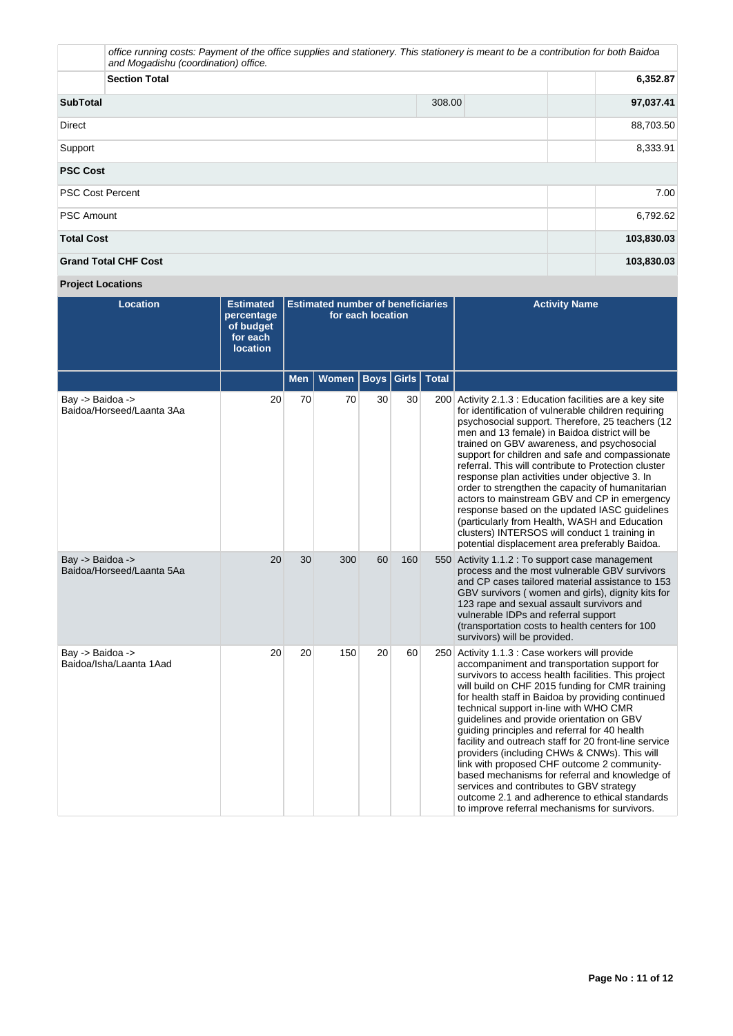| | | | | |
|---|---|---|---|---|
| | *office running costs: Payment of the office supplies and stationery. This stationery is meant to be a contribution for both Baidoa and Mogadishu (coordination) office.* | | | |
| | **Section Total** | | | **6,352.87** |
| **SubTotal** | | 308.00 | | **97,037.41** |
| Direct | | | | 88,703.50 |
| Support | | | | 8,333.91 |
| **PSC Cost** | | | | |
| PSC Cost Percent | | | | 7.00 |
| PSC Amount | | | | 6,792.62 |
| **Total Cost** | | | | **103,830.03** |
| **Grand Total CHF Cost** | | | | **103,830.03** |

**Project Locations**

| Location | Estimated percentage of budget for each location | Estimated number of beneficiaries for each location | | | | | Activity Name |
|---|---|---|---|---|---|---|---|
| | | Men | Women | Boys | Girls | Total | |
| Bay -> Baidoa -> Baidoa/Horseed/Laanta 3Aa | 20 | 70 | 70 | 30 | 30 | 200 | Activity 2.1.3 : Education facilities are a key site for identification of vulnerable children requiring psychosocial support. Therefore, 25 teachers (12 men and 13 female) in Baidoa district will be trained on GBV awareness, and psychosocial support for children and safe and compassionate referral. This will contribute to Protection cluster response plan activities under objective 3. In order to strengthen the capacity of humanitarian actors to mainstream GBV and CP in emergency response based on the updated IASC guidelines (particularly from Health, WASH and Education clusters) INTERSOS will conduct 1 training in potential displacement area preferably Baidoa. |
| Bay -> Baidoa -> Baidoa/Horseed/Laanta 5Aa | 20 | 30 | 300 | 60 | 160 | 550 | Activity 1.1.2 : To support case management process and the most vulnerable GBV survivors and CP cases tailored material assistance to 153 GBV survivors ( women and girls), dignity kits for 123 rape and sexual assault survivors and vulnerable IDPs and referral support (transportation costs to health centers for 100 survivors) will be provided. |
| Bay -> Baidoa -> Baidoa/Isha/Laanta 1Aad | 20 | 20 | 150 | 20 | 60 | 250 | Activity 1.1.3 : Case workers will provide accompaniment and transportation support for survivors to access health facilities. This project will build on CHF 2015 funding for CMR training for health staff in Baidoa by providing continued technical support in-line with WHO CMR guidelines and provide orientation on GBV guiding principles and referral for 40 health facility and outreach staff for 20 front-line service providers (including CHWs & CNWs). This will link with proposed CHF outcome 2 community-based mechanisms for referral and knowledge of services and contributes to GBV strategy outcome 2.1 and adherence to ethical standards to improve referral mechanisms for survivors. |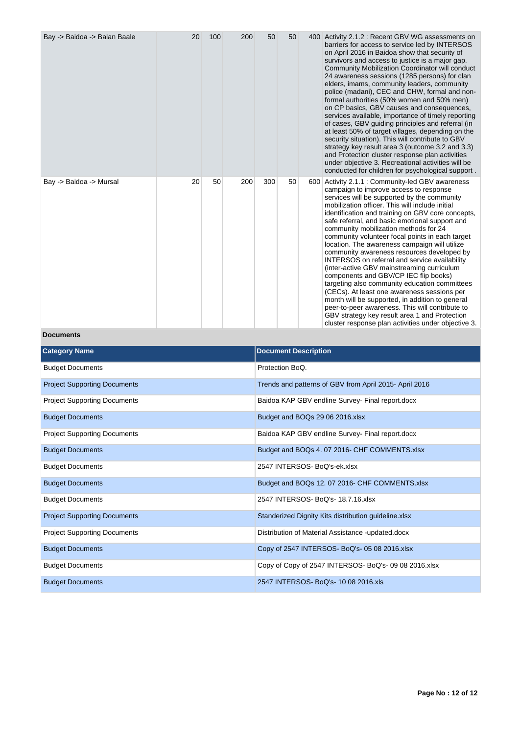| | | | | | | | |
|---|---|---|---|---|---|---|---|
| Bay -> Baidoa -> Balan Baale | 20 | 100 | 200 | 50 | 50 | 400 | Activity 2.1.2 : Recent GBV WG assessments on barriers for access to service led by INTERSOS on April 2016 in Baidoa show that security of survivors and access to justice is a major gap. Community Mobilization Coordinator will conduct 24 awareness sessions (1285 persons) for clan elders, imams, community leaders, community police (madani), CEC and CHW, formal and non-formal authorities (50% women and 50% men) on CP basics, GBV causes and consequences, services available, importance of timely reporting of cases, GBV guiding principles and referral (in at least 50% of target villages, depending on the security situation). This will contribute to GBV strategy key result area 3 (outcome 3.2 and 3.3) and Protection cluster response plan activities under objective 3. Recreational activities will be conducted for children for psychological support . |
| Bay -> Baidoa -> Mursal | 20 | 50 | 200 | 300 | 50 | 600 | Activity 2.1.1 : Community-led GBV awareness campaign to improve access to response services will be supported by the community mobilization officer. This will include initial identification and training on GBV core concepts, safe referral, and basic emotional support and community mobilization methods for 24 community volunteer focal points in each target location. The awareness campaign will utilize community awareness resources developed by INTERSOS on referral and service availability (inter-active GBV mainstreaming curriculum components and GBV/CP IEC flip books) targeting also community education committees (CECs). At least one awareness sessions per month will be supported, in addition to general peer-to-peer awareness. This will contribute to GBV strategy key result area 1 and Protection cluster response plan activities under objective 3. |

**Documents**

| Category Name | Document Description |
|---|---|
| Budget Documents | Protection BoQ. |
| Project Supporting Documents | Trends and patterns of GBV from April 2015- April 2016 |
| Project Supporting Documents | Baidoa KAP GBV endline Survey- Final report.docx |
| Budget Documents | Budget and BOQs 29 06 2016.xlsx |
| Project Supporting Documents | Baidoa KAP GBV endline Survey- Final report.docx |
| Budget Documents | Budget and BOQs 4. 07 2016- CHF COMMENTS.xlsx |
| Budget Documents | 2547 INTERSOS- BoQ's-ek.xlsx |
| Budget Documents | Budget and BOQs 12. 07 2016- CHF COMMENTS.xlsx |
| Budget Documents | 2547 INTERSOS- BoQ's- 18.7.16.xlsx |
| Project Supporting Documents | Standerized Dignity Kits distribution guideline.xlsx |
| Project Supporting Documents | Distribution of Material Assistance -updated.docx |
| Budget Documents | Copy of 2547 INTERSOS- BoQ's- 05 08 2016.xlsx |
| Budget Documents | Copy of Copy of 2547 INTERSOS- BoQ's- 09 08 2016.xlsx |
| Budget Documents | 2547 INTERSOS- BoQ's- 10 08 2016.xls |